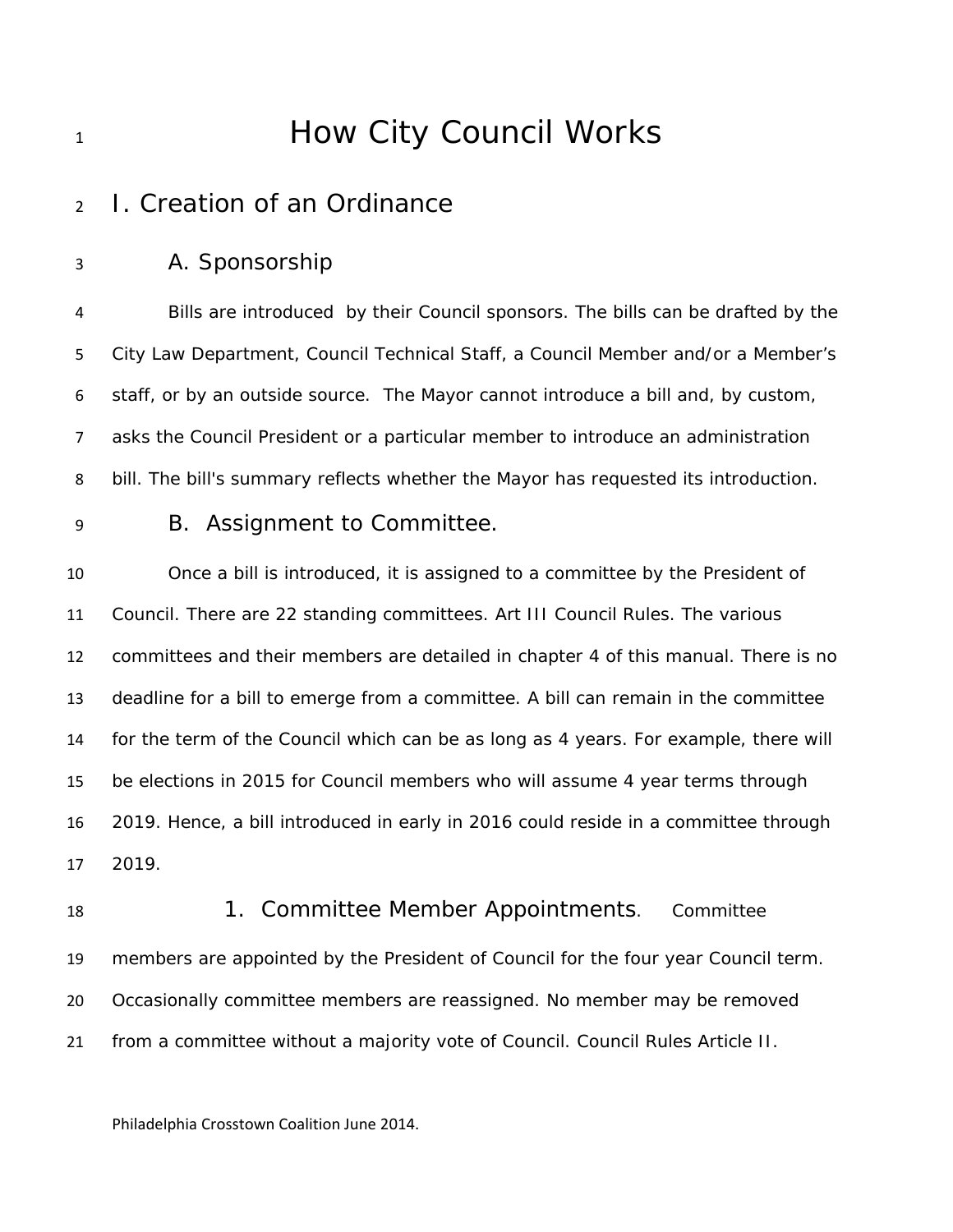# How City Council Works

## I. Creation of an Ordinance

### A. Sponsorship

Bills are introduced by their Council sponsors. The bills can be drafted by the City Law Department, Council Technical Staff, a Council Member and/or a Member's staff, or by an outside source. The Mayor cannot introduce a bill and, by custom, asks the Council President or a particular member to introduce an administration bill. The bill's summary reflects whether the Mayor has requested its introduction.

### B. Assignment to Committee.

Once a bill is introduced, it is assigned to a committee by the President of Council. There are 22 standing committees. Art III Council Rules. The various committees and their members are detailed in chapter 4 of this manual. There is no deadline for a bill to emerge from a committee. A bill can remain in the committee for the term of the Council which can be as long as 4 years. For example, there will be elections in 2015 for Council members who will assume 4 year terms through 2019. Hence, a bill introduced in early in 2016 could reside in a committee through 2019.

#### 1. Committee Member Appointments.

Committee members are appointed by the President of Council for the four year Council term. Occasionally committee members are reassigned. No member may be removed from a committee without a majority vote of Council. Council Rules Article II.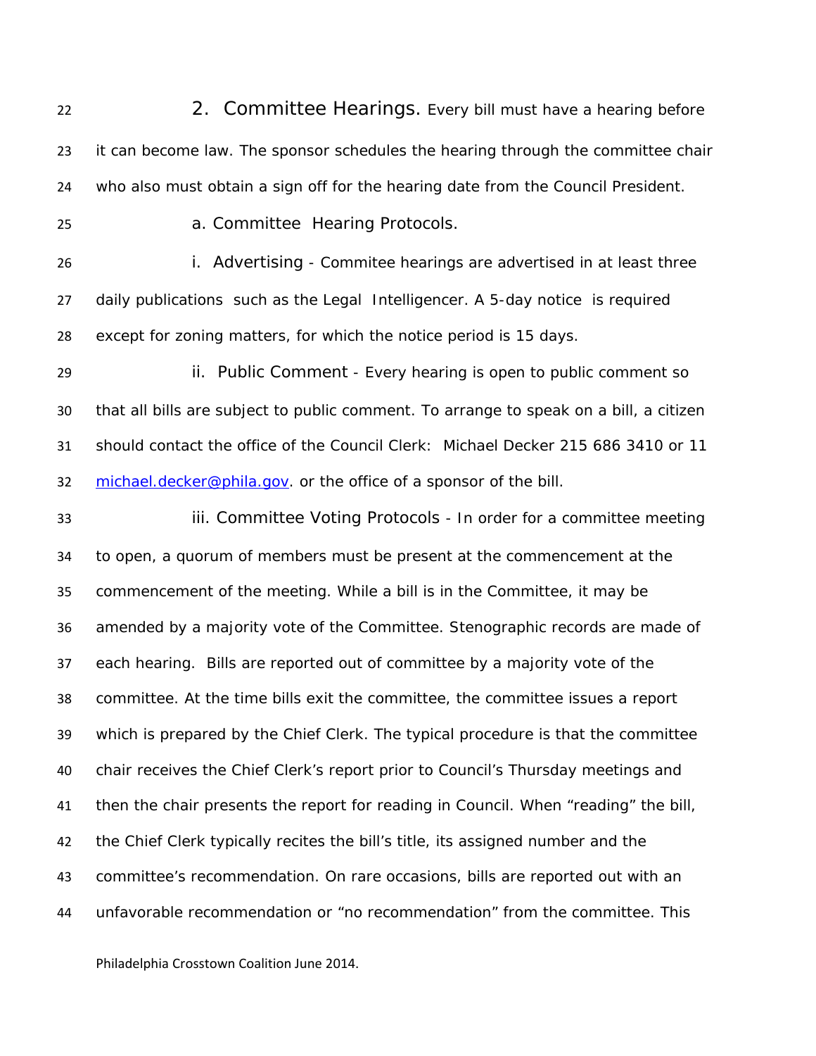2. Committee Hearings. Every bill must have a hearing before it can become law. The sponsor schedules the hearing through the committee chair who also must obtain a sign off for the hearing date from the Council President.

a. Committee Hearing Protocols.

i. Advertising - Commitee hearings are advertised in at least three daily publications such as the Legal Intelligencer. A 5-day notice is required except for zoning matters, for which the notice period is 15 days.

ii. Public Comment - Every hearing is open to public comment so that all bills are subject to public comment. To arrange to speak on a bill, a citizen should contact the office of the Council Clerk: Michael Decker 215 686 3410 or 11 [michael.decker@phila.gov](mailto:michael.decker@phila.gov). or the office of a sponsor of the bill.

iii. Committee Voting Protocols - In order for a committee meeting to open, a quorum of members must be present at the commencement at the commencement of the meeting. While a bill is in the Committee, it may be amended by a majority vote of the Committee. Stenographic records are made of each hearing. Bills are reported out of committee by a majority vote of the committee. At the time bills exit the committee, the committee issues a report which is prepared by the Chief Clerk. The typical procedure is that the committee chair receives the Chief Clerk's report prior to Council's Thursday meetings and then the chair presents the report for reading in Council. When "reading" the bill, the Chief Clerk typically recites the bill's title, its assigned number and the committee's recommendation. On rare occasions, bills are reported out with an unfavorable recommendation or "no recommendation" from the committee. This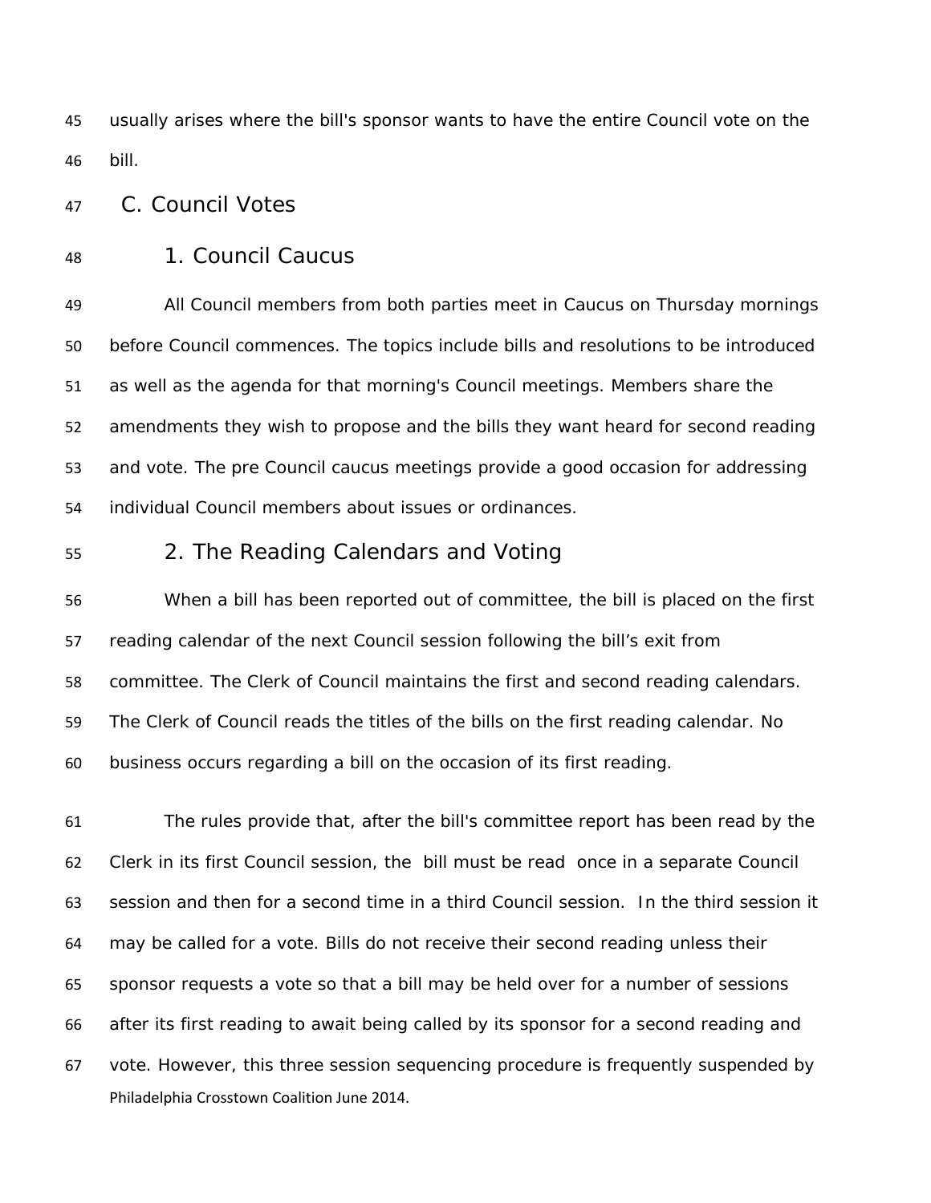usually arises where the bill's sponsor wants to have the entire Council vote on the bill.

## C. Council Votes

### 1. Council Caucus

All Council members from both parties meet in Caucus on Thursday mornings before Council commences. The topics include bills and resolutions to be introduced as well as the agenda for that morning's Council meetings. Members share the amendments they wish to propose and the bills they want heard for second reading and vote. The pre Council caucus meetings provide a good occasion for addressing individual Council members about issues or ordinances.

### 2. The Reading Calendars and Voting

When a bill has been reported out of committee, the bill is placed on the first reading calendar of the next Council session following the bill's exit from committee. The Clerk of Council maintains the first and second reading calendars. The Clerk of Council reads the titles of the bills on the first reading calendar. No business occurs regarding a bill on the occasion of its first reading.

The rules provide that, after the bill's committee report has been read by the Clerk in its first Council session, the bill must be read once in a separate Council session and then for a second time in a third Council session. In the third session it may be called for a vote. Bills do not receive their second reading unless their sponsor requests a vote so that a bill may be held over for a number of sessions after its first reading to await being called by its sponsor for a second reading and vote. However, this three session sequencing procedure is frequently suspended by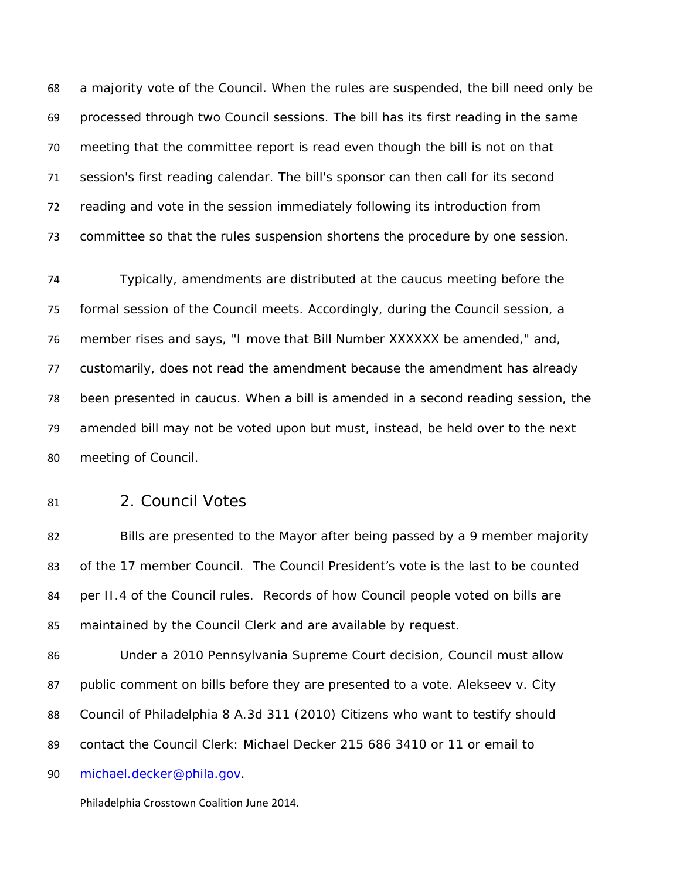a majority vote of the Council. When the rules are suspended, the bill need only be processed through two Council sessions. The bill has its first reading in the same meeting that the committee report is read even though the bill is not on that session's first reading calendar. The bill's sponsor can then call for its second reading and vote in the session immediately following its introduction from committee so that the rules suspension shortens the procedure by one session.

Typically, amendments are distributed at the caucus meeting before the formal session of the Council meets. Accordingly, during the Council session, a member rises and says, "I move that Bill Number XXXXXX be amended," and, customarily, does not read the amendment because the amendment has already been presented in caucus. When a bill is amended in a second reading session, the amended bill may not be voted upon but must, instead, be held over to the next meeting of Council.

## 2. Council Votes

Bills are presented to the Mayor after being passed by a 9 member majority of the 17 member Council. The Council President's vote is the last to be counted per II.4 of the Council rules. Records of how Council people voted on bills are maintained by the Council Clerk and are available by request.

Under a 2010 Pennsylvania Supreme Court decision, Council must allow public comment on bills before they are presented to a vote. Alekseev v. City Council of Philadelphia 8 A.3d 311 (2010) Citizens who want to testify should contact the Council Clerk: Michael Decker 215 686 3410 or 11 or email to michael.decker@phila.gov.

Philadelphia Crosstown Coalition June 2014.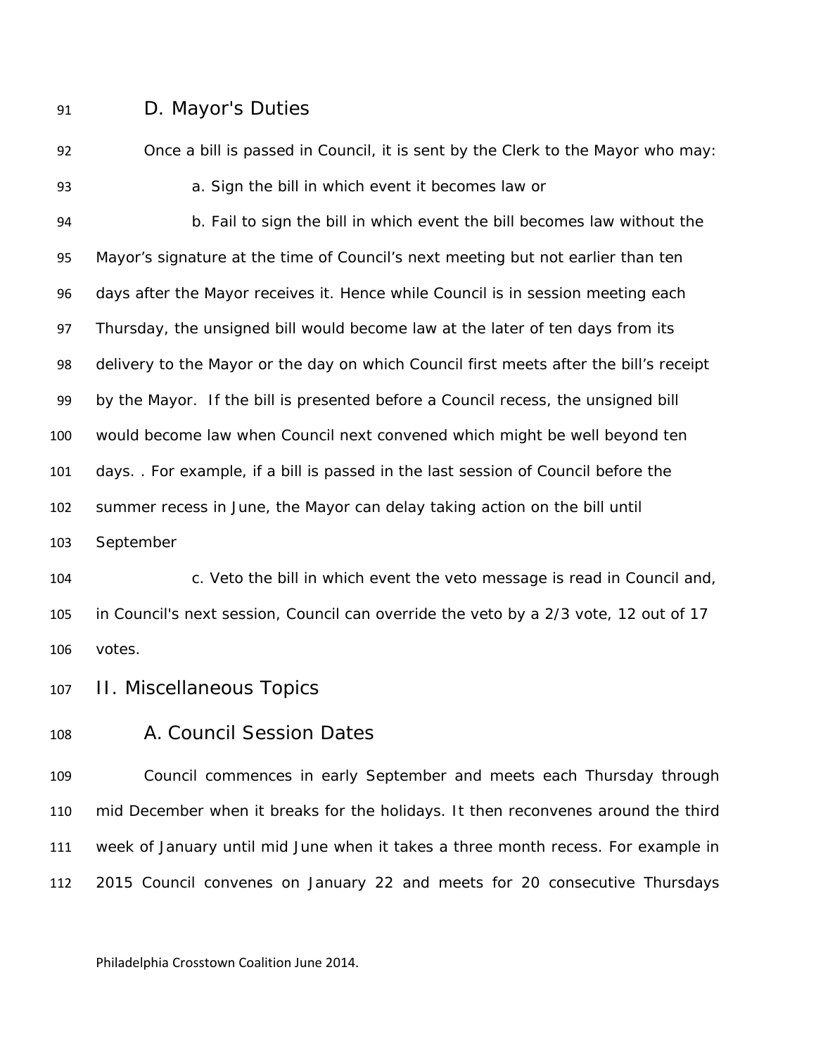### D. Mayor's Duties

Once a bill is passed in Council, it is sent by the Clerk to the Mayor who may:

a. Sign the bill in which event it becomes law or

b. Fail to sign the bill in which event the bill becomes law without the Mayor's signature at the time of Council's next meeting but not earlier than ten days after the Mayor receives it. Hence while Council is in session meeting each Thursday, the unsigned bill would become law at the later of ten days from its delivery to the Mayor or the day on which Council first meets after the bill's receipt by the Mayor. If the bill is presented before a Council recess, the unsigned bill would become law when Council next convened which might be well beyond ten days. . For example, if a bill is passed in the last session of Council before the summer recess in June, the Mayor can delay taking action on the bill until September

c. Veto the bill in which event the veto message is read in Council and, in Council's next session, Council can override the veto by a 2/3 vote, 12 out of 17 votes.

## II. Miscellaneous Topics

### A. Council Session Dates

Council commences in early September and meets each Thursday through mid December when it breaks for the holidays. It then reconvenes around the third week of January until mid June when it takes a three month recess. For example in 2015 Council convenes on January 22 and meets for 20 consecutive Thursdays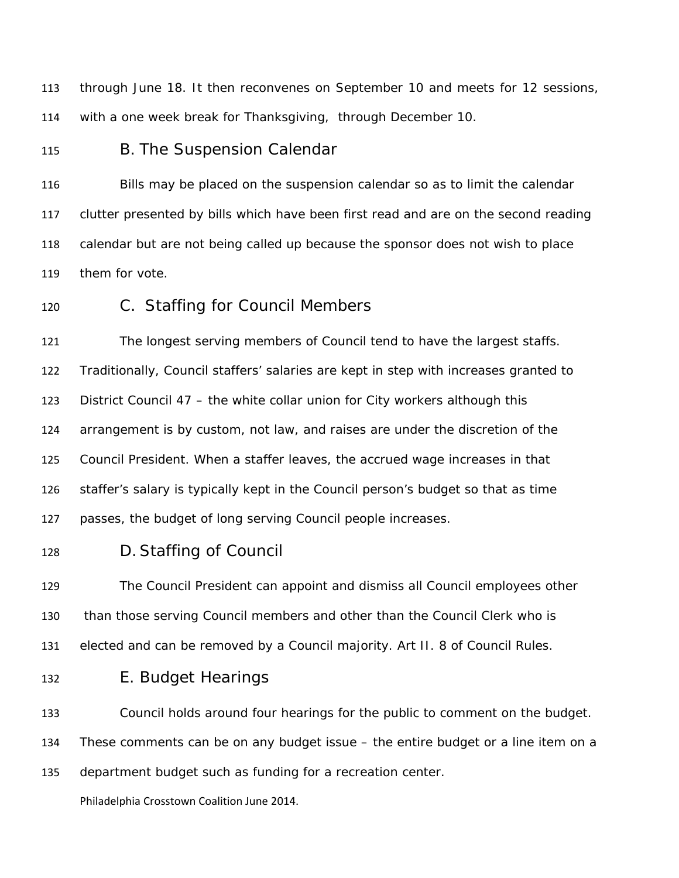through June 18. It then reconvenes on September 10 and meets for 12 sessions, with a one week break for Thanksgiving, through December 10.

## B. The Suspension Calendar

Bills may be placed on the suspension calendar so as to limit the calendar clutter presented by bills which have been first read and are on the second reading calendar but are not being called up because the sponsor does not wish to place them for vote.

## C. Staffing for Council Members

The longest serving members of Council tend to have the largest staffs. Traditionally, Council staffers' salaries are kept in step with increases granted to District Council 47 – the white collar union for City workers although this arrangement is by custom, not law, and raises are under the discretion of the Council President. When a staffer leaves, the accrued wage increases in that staffer's salary is typically kept in the Council person's budget so that as time passes, the budget of long serving Council people increases.

## D. Staffing of Council

The Council President can appoint and dismiss all Council employees other than those serving Council members and other than the Council Clerk who is elected and can be removed by a Council majority. Art II. 8 of Council Rules.

## E. Budget Hearings

Council holds around four hearings for the public to comment on the budget. These comments can be on any budget issue – the entire budget or a line item on a department budget such as funding for a recreation center.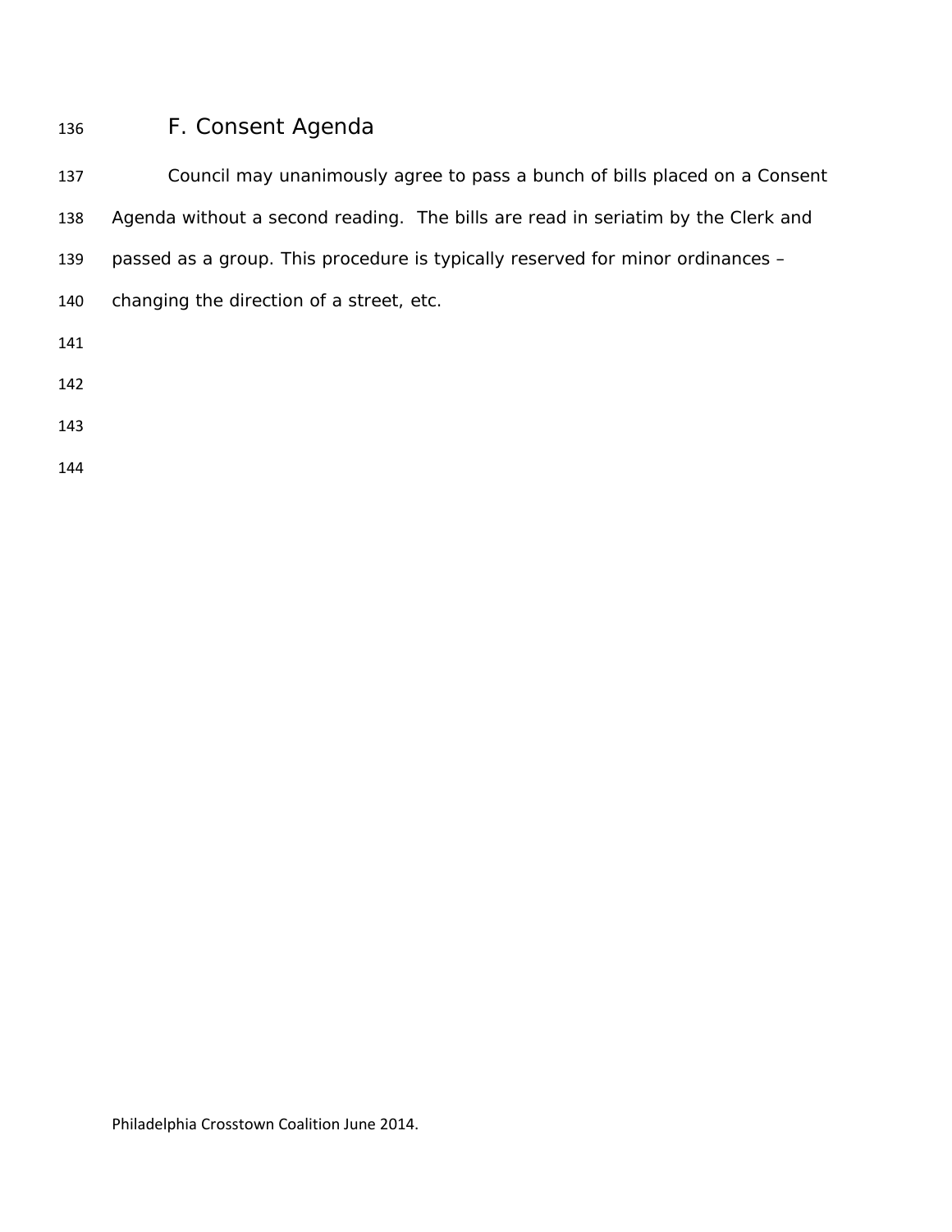### F. Consent Agenda

Council may unanimously agree to pass a bunch of bills placed on a Consent Agenda without a second reading. The bills are read in seriatim by the Clerk and passed as a group. This procedure is typically reserved for minor ordinances – changing the direction of a street, etc.

Philadelphia Crosstown Coalition June 2014.